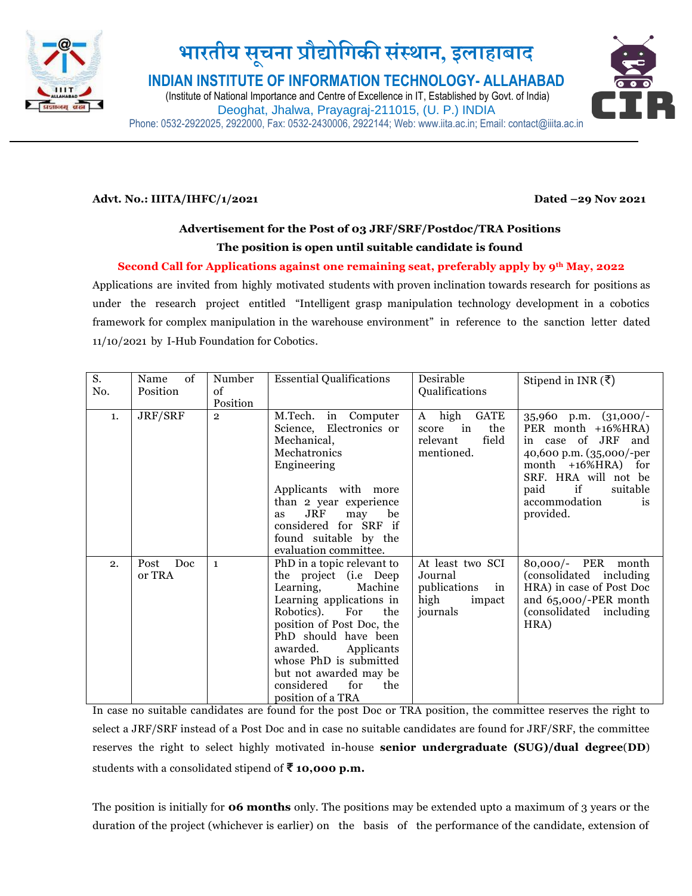# भारतीय सूचना प्रौद्योगिकी संस्थान, इलाहाबाद

## INDIAN INSTITUTE OF INFORMATION TECHNOLOGY- ALLAHABAD

(Institute of National Importance and Centre of Excellence in IT, Established by Govt. of India)

Deoghat, Jhalwa, Prayagraj-211015, (U. P.) INDIA

Phone: 0532-2922025, 2922000, Fax: 0532-2430006, 2922144; Web: www.iiita.ac.in; Email: contact@iiita.ac.in

---

**Advt. No.: IIITA/IHFC/1/2021** **Dated –29 Nov 2021**

**Advertisement for the Post of 03 JRF/SRF/Postdoc/TRA Positions**

**The position is open until suitable candidate is found**

**Second Call for Applications against one remaining seat, preferably apply by 9th May, 2022**

Applications are invited from highly motivated students with proven inclination towards research for positions as under the research project entitled "Intelligent grasp manipulation technology development in a cobotics framework for complex manipulation in the warehouse environment" in reference to the sanction letter dated 11/10/2021 by I-Hub Foundation for Cobotics.

| S. No. | Name of Position | Number of Position | Essential Qualifications | Desirable Qualifications | Stipend in INR (₹) |
|---|---|---|---|---|---|
| 1. | JRF/SRF | 2 | M.Tech. in Computer Science, Electronics or Mechanical, Mechatronics Engineering<br><br>Applicants with more than 2 year experience as JRF may be considered for SRF if found suitable by the evaluation committee. | A high GATE score in the relevant field mentioned. | 35,960 p.m. (31,000/- PER month +16%HRA) in case of JRF and 40,600 p.m. (35,000/-per month +16%HRA) for SRF. HRA will not be paid if suitable accommodation is provided. |
| 2. | Post Doc or TRA | 1 | PhD in a topic relevant to the project (i.e Deep Learning, Machine Learning applications in Robotics). For the position of Post Doc, the PhD should have been awarded. Applicants whose PhD is submitted but not awarded may be considered for the position of a TRA | At least two SCI Journal publications in high impact journals | 80,000/- PER month (consolidated including HRA) in case of Post Doc and 65,000/-PER month (consolidated including HRA) |

In case no suitable candidates are found for the post Doc or TRA position, the committee reserves the right to select a JRF/SRF instead of a Post Doc and in case no suitable candidates are found for JRF/SRF, the committee reserves the right to select highly motivated in-house **senior undergraduate (SUG)/dual degree**(**DD**) students with a consolidated stipend of **₹ 10,000 p.m.**

The position is initially for **06 months** only. The positions may be extended upto a maximum of 3 years or the duration of the project (whichever is earlier) on the basis of the performance of the candidate, extension of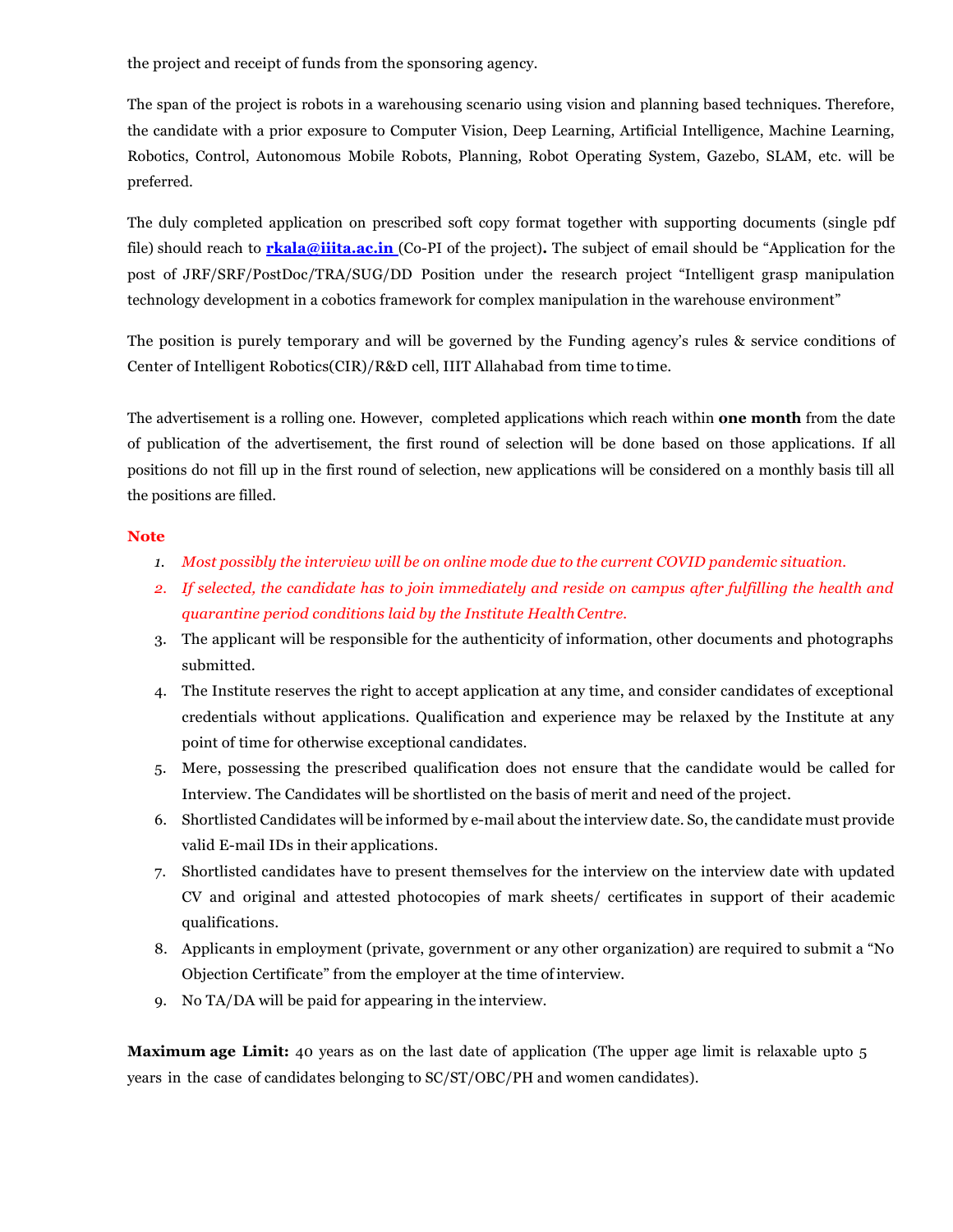the project and receipt of funds from the sponsoring agency.

The span of the project is robots in a warehousing scenario using vision and planning based techniques. Therefore, the candidate with a prior exposure to Computer Vision, Deep Learning, Artificial Intelligence, Machine Learning, Robotics, Control, Autonomous Mobile Robots, Planning, Robot Operating System, Gazebo, SLAM, etc. will be preferred.

The duly completed application on prescribed soft copy format together with supporting documents (single pdf file) should reach to **rkala@iiita.ac.in** (Co-PI of the project)**.** The subject of email should be “Application for the post of JRF/SRF/PostDoc/TRA/SUG/DD Position under the research project “Intelligent grasp manipulation technology development in a cobotics framework for complex manipulation in the warehouse environment”

The position is purely temporary and will be governed by the Funding agency’s rules & service conditions of Center of Intelligent Robotics(CIR)/R&D cell, IIIT Allahabad from time to time.

The advertisement is a rolling one. However, completed applications which reach within **one month** from the date of publication of the advertisement, the first round of selection will be done based on those applications. If all positions do not fill up in the first round of selection, new applications will be considered on a monthly basis till all the positions are filled.

**Note**

1. *Most possibly the interview will be on online mode due to the current COVID pandemic situation.*
2. *If selected, the candidate has to join immediately and reside on campus after fulfilling the health and quarantine period conditions laid by the Institute Health Centre.*
3. The applicant will be responsible for the authenticity of information, other documents and photographs submitted.
4. The Institute reserves the right to accept application at any time, and consider candidates of exceptional credentials without applications. Qualification and experience may be relaxed by the Institute at any point of time for otherwise exceptional candidates.
5. Mere, possessing the prescribed qualification does not ensure that the candidate would be called for Interview. The Candidates will be shortlisted on the basis of merit and need of the project.
6. Shortlisted Candidates will be informed by e-mail about the interview date. So, the candidate must provide valid E-mail IDs in their applications.
7. Shortlisted candidates have to present themselves for the interview on the interview date with updated CV and original and attested photocopies of mark sheets/ certificates in support of their academic qualifications.
8. Applicants in employment (private, government or any other organization) are required to submit a “No Objection Certificate” from the employer at the time of interview.
9. No TA/DA will be paid for appearing in the interview.

**Maximum age Limit:** 40 years as on the last date of application (The upper age limit is relaxable upto 5 years in the case of candidates belonging to SC/ST/OBC/PH and women candidates).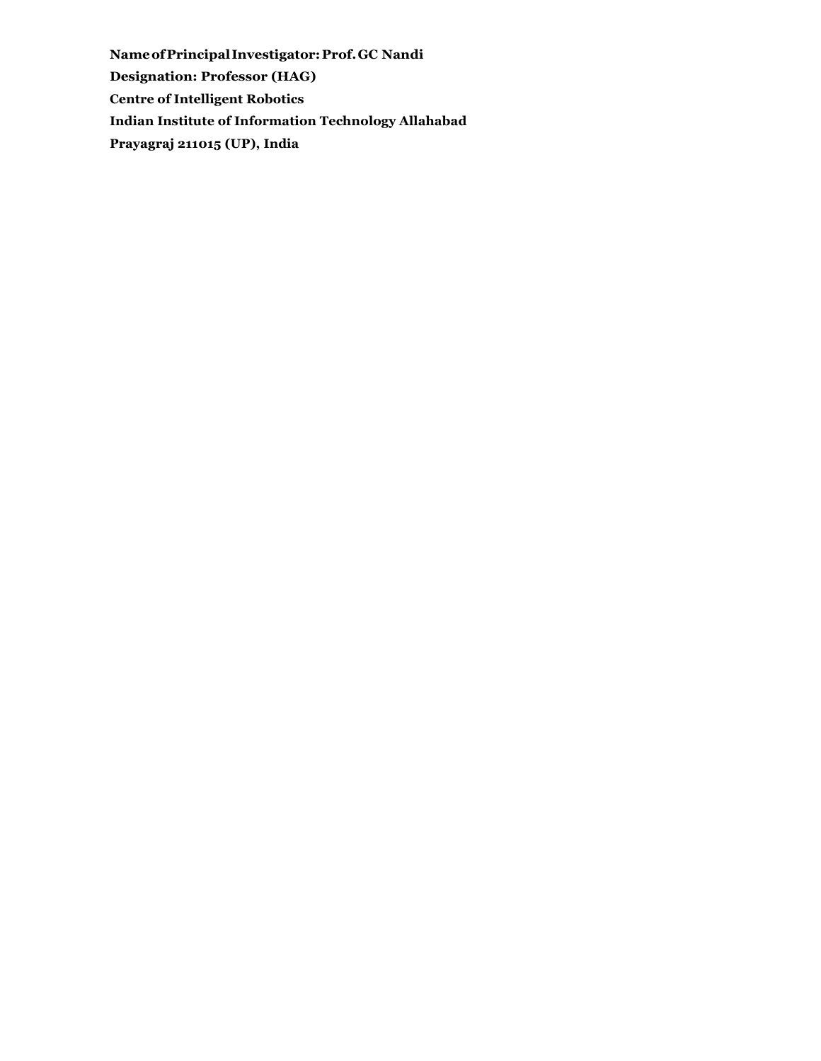**Name of Principal Investigator: Prof. GC Nandi**

**Designation: Professor (HAG)**

**Centre of Intelligent Robotics**

**Indian Institute of Information Technology Allahabad**

**Prayagraj 211015 (UP), India**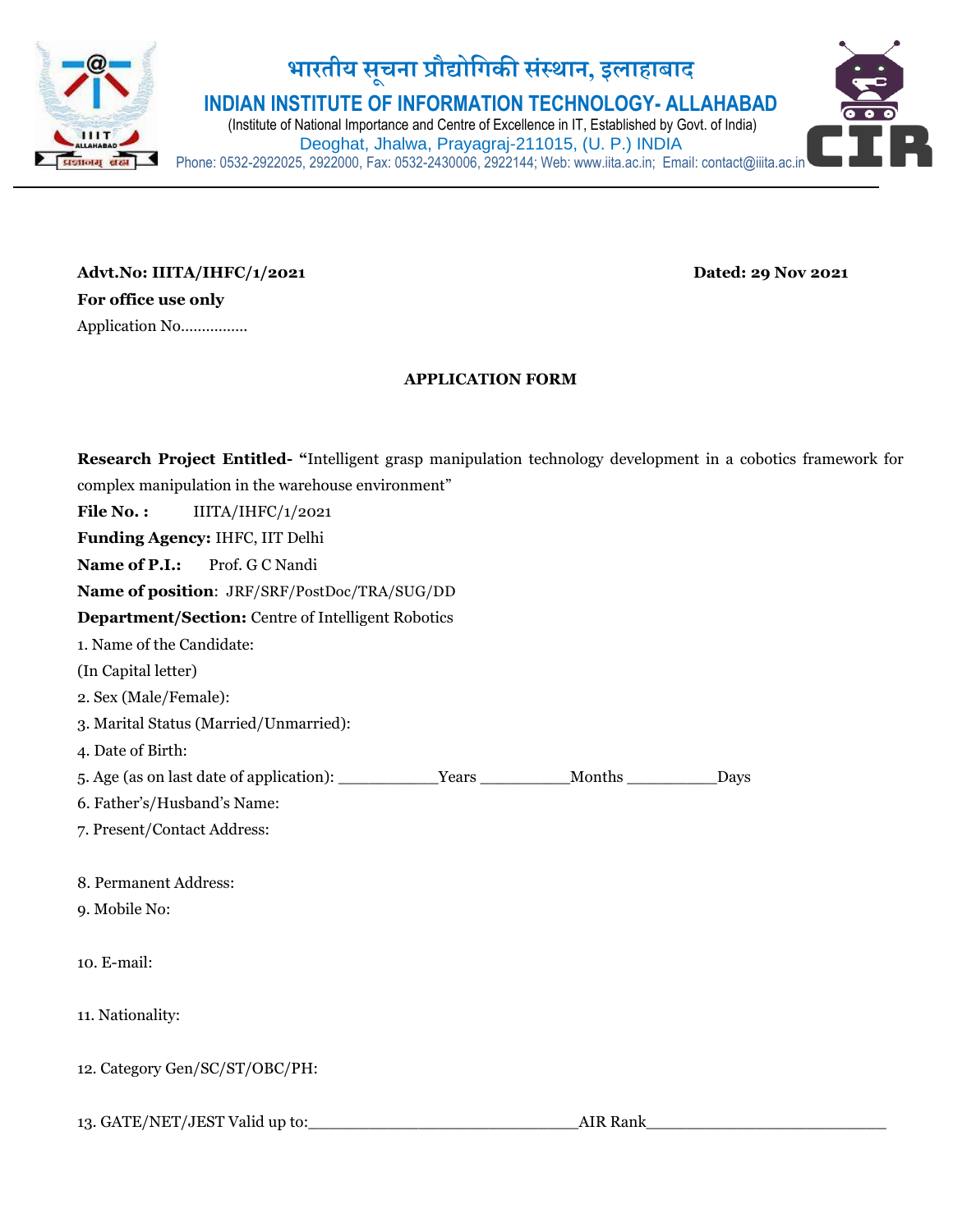भारतीय सूचना प्रौद्योगिकी संस्थान, इलाहाबाद

**INDIAN INSTITUTE OF INFORMATION TECHNOLOGY- ALLAHABAD**

(Institute of National Importance and Centre of Excellence in IT, Established by Govt. of India)

Deoghat, Jhalwa, Prayagraj-211015, (U. P.) INDIA

Phone: 0532-2922025, 2922000, Fax: 0532-2430006, 2922144; Web: www.iita.ac.in; Email: contact@iiita.ac.in

---

**Advt.No: IIITA/IHFC/1/2021** **Dated: 29 Nov 2021**

**For office use only**

Application No................

## APPLICATION FORM

**Research Project Entitled- "**Intelligent grasp manipulation technology development in a cobotics framework for complex manipulation in the warehouse environment"

**File No. :** IIITA/IHFC/1/2021

**Funding Agency:** IHFC, IIT Delhi

**Name of P.I.:** Prof. G C Nandi

**Name of position**: JRF/SRF/PostDoc/TRA/SUG/DD

**Department/Section:** Centre of Intelligent Robotics

1. Name of the Candidate:
(In Capital letter)

2. Sex (Male/Female):

3. Marital Status (Married/Unmarried):

4. Date of Birth:

5. Age (as on last date of application): ___________Years __________Months __________Days

6. Father's/Husband's Name:

7. Present/Contact Address:

8. Permanent Address:

9. Mobile No:

10. E-mail:

11. Nationality:

12. Category Gen/SC/ST/OBC/PH:

13. GATE/NET/JEST Valid up to:_____________________________AIR Rank__________________________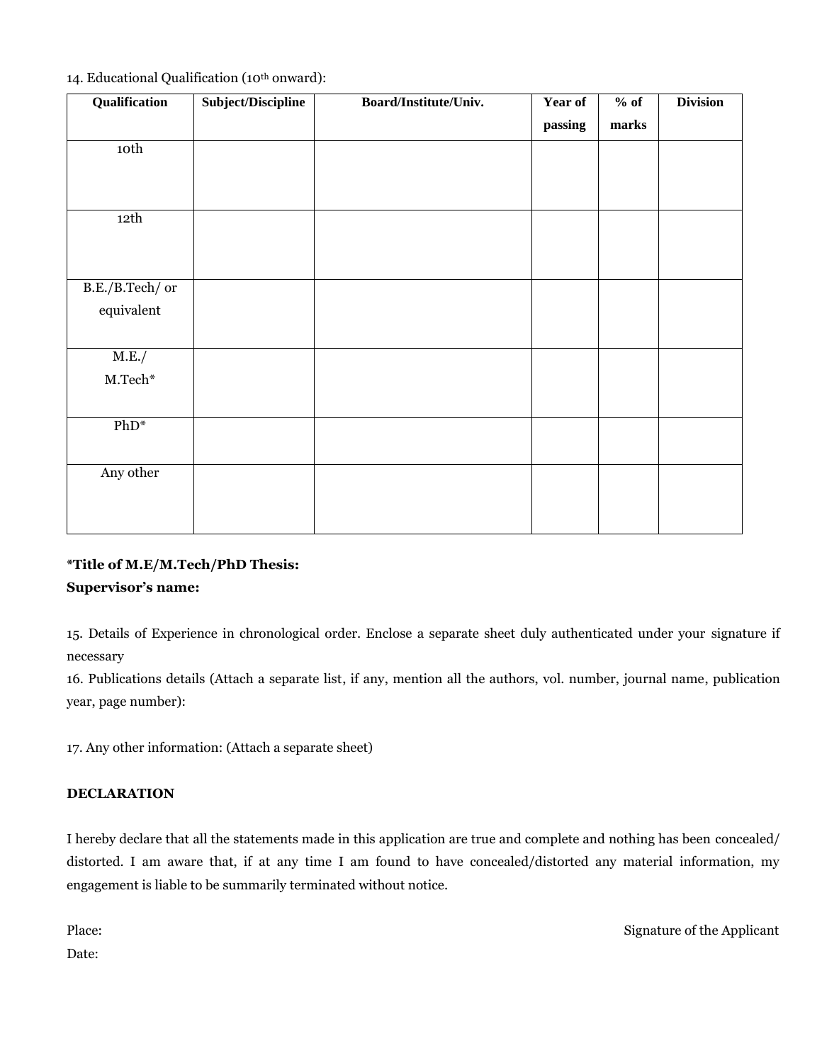14. Educational Qualification (10th onward):

| Qualification | Subject/Discipline | Board/Institute/Univ. | Year of passing | % of marks | Division |
|---|---|---|---|---|---|
| 10th | | | | | |
| 12th | | | | | |
| B.E./B.Tech/ or equivalent | | | | | |
| M.E./ M.Tech* | | | | | |
| PhD* | | | | | |
| Any other | | | | | |

**\*Title of M.E/M.Tech/PhD Thesis:**
**Supervisor's name:**

15. Details of Experience in chronological order. Enclose a separate sheet duly authenticated under your signature if necessary

16. Publications details (Attach a separate list, if any, mention all the authors, vol. number, journal name, publication year, page number):

17. Any other information: (Attach a separate sheet)

**DECLARATION**

I hereby declare that all the statements made in this application are true and complete and nothing has been concealed/ distorted. I am aware that, if at any time I am found to have concealed/distorted any material information, my engagement is liable to be summarily terminated without notice.

Place: Signature of the Applicant

Date: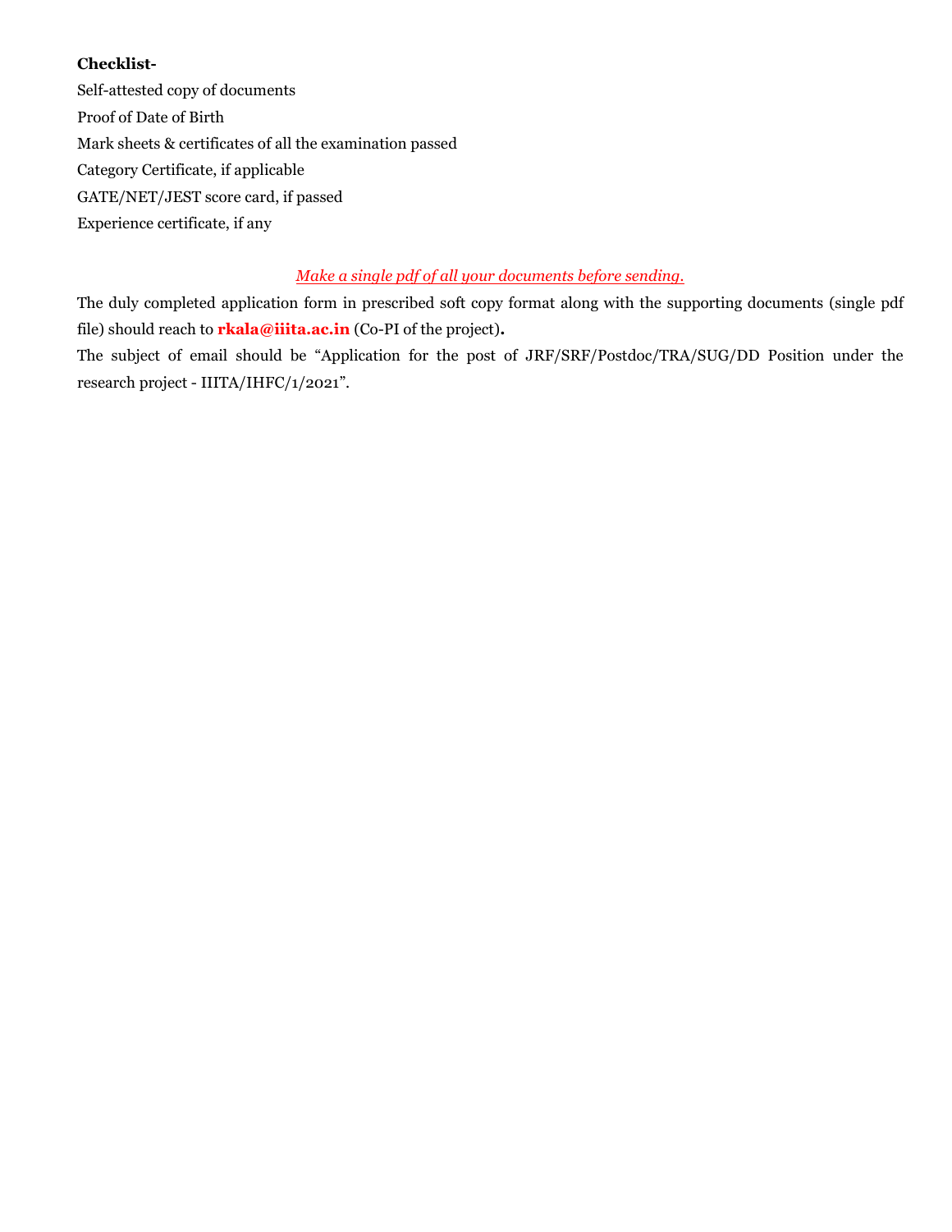**Checklist-**

Self-attested copy of documents

Proof of Date of Birth

Mark sheets & certificates of all the examination passed

Category Certificate, if applicable

GATE/NET/JEST score card, if passed

Experience certificate, if any

*Make a single pdf of all your documents before sending.*

The duly completed application form in prescribed soft copy format along with the supporting documents (single pdf file) should reach to **rkala@iiita.ac.in** (Co-PI of the project)**.**

The subject of email should be "Application for the post of JRF/SRF/Postdoc/TRA/SUG/DD Position under the research project - IIITA/IHFC/1/2021".